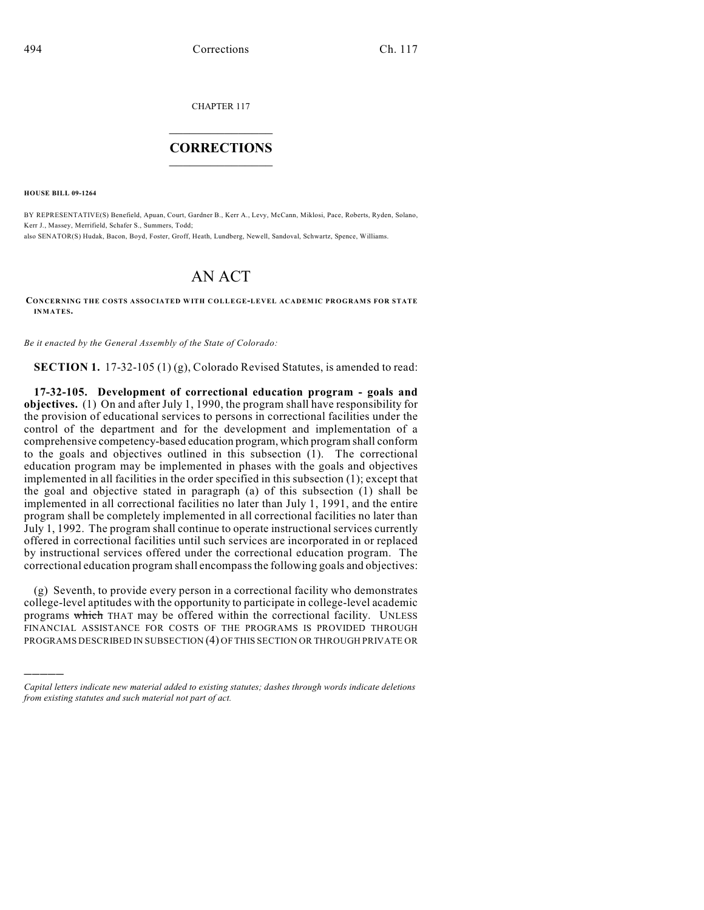CHAPTER 117

# CORRECTIONS

**HOUSE BILL 09-1264**

BY REPRESENTATIVE(S) Benefield, Apuan, Court, Gardner B., Kerr A., Levy, McCann, Miklosi, Pace, Roberts, Ryden, Solano, Kerr J., Massey, Merrifield, Schafer S., Summers, Todd;
also SENATOR(S) Hudak, Bacon, Boyd, Foster, Groff, Heath, Lundberg, Newell, Sandoval, Schwartz, Spence, Williams.

# AN ACT

**CONCERNING THE COSTS ASSOCIATED WITH COLLEGE-LEVEL ACADEMIC PROGRAMS FOR STATE INMATES.**

*Be it enacted by the General Assembly of the State of Colorado:*

**SECTION 1.** 17-32-105 (1) (g), Colorado Revised Statutes, is amended to read:

**17-32-105. Development of correctional education program - goals and objectives.** (1) On and after July 1, 1990, the program shall have responsibility for the provision of educational services to persons in correctional facilities under the control of the department and for the development and implementation of a comprehensive competency-based education program, which program shall conform to the goals and objectives outlined in this subsection (1). The correctional education program may be implemented in phases with the goals and objectives implemented in all facilities in the order specified in this subsection (1); except that the goal and objective stated in paragraph (a) of this subsection (1) shall be implemented in all correctional facilities no later than July 1, 1991, and the entire program shall be completely implemented in all correctional facilities no later than July 1, 1992. The program shall continue to operate instructional services currently offered in correctional facilities until such services are incorporated in or replaced by instructional services offered under the correctional education program. The correctional education program shall encompass the following goals and objectives:

(g) Seventh, to provide every person in a correctional facility who demonstrates college-level aptitudes with the opportunity to participate in college-level academic programs ~~which~~ THAT may be offered within the correctional facility. UNLESS FINANCIAL ASSISTANCE FOR COSTS OF THE PROGRAMS IS PROVIDED THROUGH PROGRAMS DESCRIBED IN SUBSECTION (4) OF THIS SECTION OR THROUGH PRIVATE OR

---

*Capital letters indicate new material added to existing statutes; dashes through words indicate deletions from existing statutes and such material not part of act.*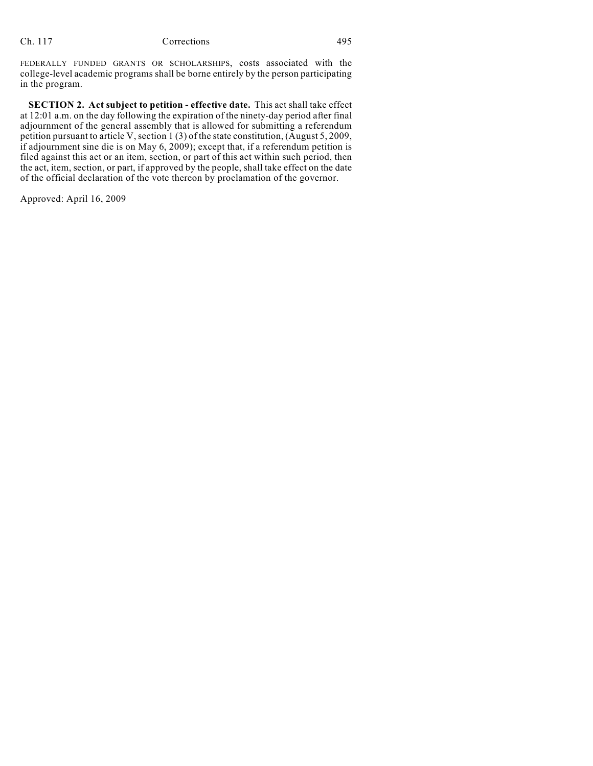FEDERALLY FUNDED GRANTS OR SCHOLARSHIPS, costs associated with the college-level academic programs shall be borne entirely by the person participating in the program.

**SECTION 2. Act subject to petition - effective date.** This act shall take effect at 12:01 a.m. on the day following the expiration of the ninety-day period after final adjournment of the general assembly that is allowed for submitting a referendum petition pursuant to article V, section 1 (3) of the state constitution, (August 5, 2009, if adjournment sine die is on May 6, 2009); except that, if a referendum petition is filed against this act or an item, section, or part of this act within such period, then the act, item, section, or part, if approved by the people, shall take effect on the date of the official declaration of the vote thereon by proclamation of the governor.

Approved: April 16, 2009